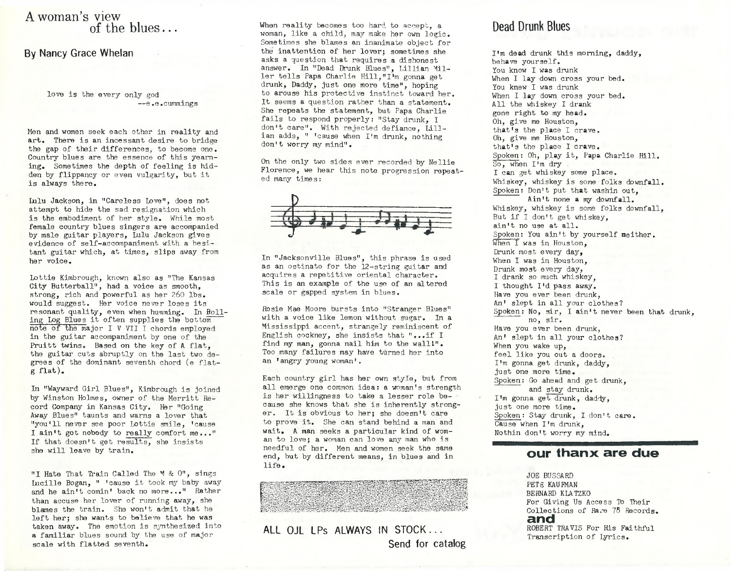# A woman's view of the blues...

## By Nancy Grace Whelan

> love is the every only god
> --e.e.cummings

Men and women seek each other in reality and art. There is an incessant desire to bridge the gap of their differences, to become one. Country blues are the essence of this yearning. Sometimes the depth of feeling is hidden by flippancy or even vulgarity, but it is always there.

Lulu Jackson, in "Careless Love", does not attempt to hide the sad resignation which is the embodiment of her style. While most female country blues singers are accompanied by male guitar players, Lulu Jackson gives evidence of self-accompaniment with a hesitant guitar which, at times, slips away from her voice.

Lottie Kimbrough, known also as "The Kansas City Butterball", had a voice as smooth, strong, rich and powerful as her 260 lbs. would suggest. Her voice never loses its resonant quality, even when humming. In Rolling Log Blues it often supplies the bottom note of the major I V VII I chords employed in the guitar accompaniment by one of the Pruitt twins. Based on the key of A flat, the guitar cuts abruptly on the last two degrees of the dominant seventh chord (e flat-g flat).

In "Wayward Girl Blues", Kimbrough is joined by Winston Holmes, owner of the Merritt Record Company in Kansas City. Her "Going Away Blues" taunts and warns a lover that "you'll never see poor Lottie smile, 'cause I ain't got nobody to really comfort me..." If that doesn't get results, she insists she will leave by train.

"I Hate That Train Called The M & O", sings Lucille Bogan, " 'cause it took my baby away and he ain't comin' back no more..." Rather than accuse her lover of running away, she blames the train. She won't admit that he left her; she wants to believe that he was taken away. The emotion is synthesized into a familiar blues sound by the use of major scale with flatted seventh.

When reality becomes too hard to accept, a woman, like a child, may make her own logic. Sometimes she blames an inanimate object for the inattention of her lover; sometimes she asks a question that requires a dishonest answer. In "Dead Drunk Blues", Lillian Miller tells Papa Charlie Hill,"I'm gonna get drunk, Daddy, just one more time", hoping to arouse his protective instinct toward her. It seems a question rather than a statement. She repeats the statement, but Papa Charlie fails to respond properly: "Stay drunk, I don't care". With rejected defiance, Lillian adds, " 'cause when I'm drunk, nothing don't worry my mind".

On the only two sides ever recorded by Nellie Florence, we hear this note progression repeated many times:

In "Jacksonville Blues", this phrase is used as an ostinato for the 12-string guitar and acquires a repetitive oriental character. This is an example of the use of an altered scale or gapped system in blues.

Rosie Mae Moore bursts into "Stranger Blues" with a voice like lemon without sugar. In a Mississippi accent, strangely reminiscent of English cockney, she insists that "...if I find my man, gonna nail him to the wall!". Too many failures may have turned her into an 'angry young woman'.

Each country girl has her own style, but from all emerge one common idea: a woman's strength is her willingness to take a lesser role because she knows that she is inherently stronger. It is obvious to her; she doesn't care to prove it. She can stand behind a man and wait. A man seeks a particular kind of woman to love; a woman can love any man who is needful of her. Men and women seek the same end, but by different means, in blues and in life.

ALL OJL LPs ALWAYS IN STOCK...
Send for catalog

## Dead Drunk Blues

I'm dead drunk this morning, daddy,
behave yourself.
You know I was drunk
When I lay down cross your bed.
You knew I was drunk
When I lay down cross your bed.
All the whiskey I drank
gone right to my head.
Oh, give me Houston,
that's the place I crave.
Oh, give me Houston,
that's the place I crave.
Spoken: Oh, play it, Papa Charlie Hill.
So, when I'm dry
I can get whiskey some place.
Whiskey, whiskey is some folks downfall.
Spoken: Don't put that washin out,
Ain't none a my downfall.
Whiskey, whiskey is some folks downfall,
But if I don't get whiskey,
ain't no use at all.
Spoken: You ain't by yourself neither.
When I was in Houston,
Drunk most every day,
When I was in Houston,
Drunk most every day,
I drank so much whiskey,
I thought I'd pass away.
Have you ever been drunk,
An' slept in all your clothes?
Spoken: No, sir, I ain't never been that drunk,
no, sir.
Have you ever been drunk,
An' slept in all your clothes?
When you wake up,
feel like you out a doors.
I'm gonna get drunk, daddy,
just one more time.
Spoken: Go ahead and get drunk,
and stay drunk.
I'm gonna get drunk, daddy,
just one more time.
Spoken: Stay drunk, I don't care.
Cause when I'm drunk,
Nothin don't worry my mind.

## our thanx are due

JOE BUSSARD
PETE KAUFMAN
BERNARD KLATZKO
For Giving Us Access To Their Collections of Rare 78 Records.
**and**
ROBERT TRAVIS For His Faithful Transcription of Lyrics.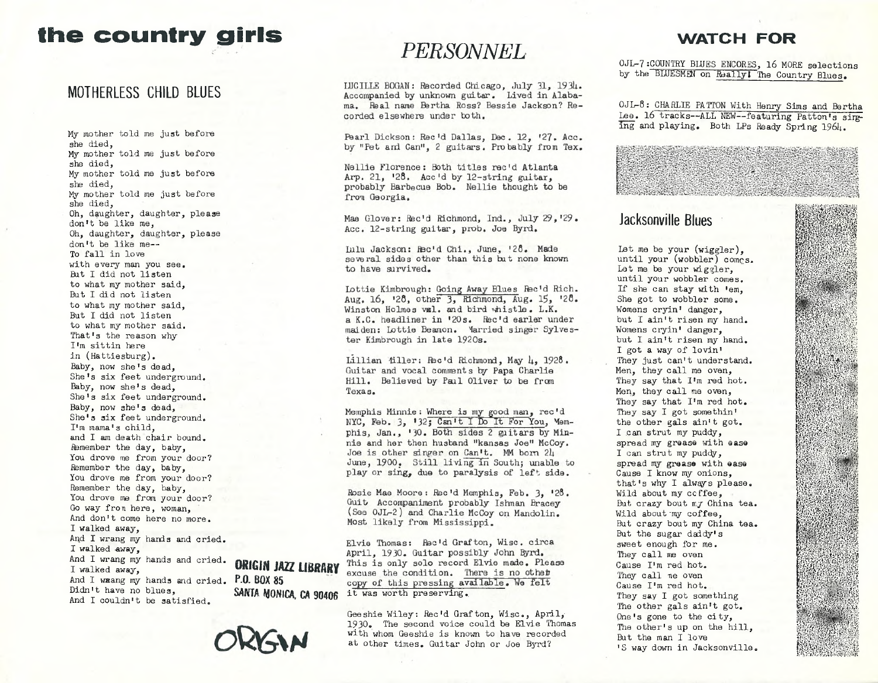# the country girls

## MOTHERLESS CHILD BLUES

My mother told me just before she died,
My mother told me just before she died,
My mother told me just before she died,
My mother told me just before she died,
Oh, daughter, daughter, please don't be like me,
Oh, daughter, daughter, please don't be like me--
To fall in love
with every man you see.
But I did not listen
to what my mother said,
But I did not listen
to what my mother said,
But I did not listen
to what my mother said.
That's the reason why
I'm sittin here
in (Hattiesburg).
Baby, now she's dead,
She's six feet underground.
Baby, now she's dead,
She's six feet underground.
Baby, now she's dead,
She's six feet underground.
I'm mama's child,
and I am death chair bound.
Remember the day, baby,
You drove me from your door?
Remember the day, baby,
You drove me from your door?
Remember the day, baby,
You drove me from your door?
Go way from here, woman,
And don't come here no more.
I walked away,
And I wrang my hands and cried.
I walked away,
And I wrang my hands and cried.
I walked away,
And I wrang my hands and cried.
Didn't have no blues,
And I couldn't be satisfied.

**ORIGIN JAZZ LIBRARY**
**P.O. BOX 85**
**SANTA MONICA, CA 90406**

ORIGIN

# *PERSONNEL*

LUCILLE BOGAN: Recorded Chicago, July 31, 1934. Accompanied by unknown guitar. Lived in Alabama. Real name Bertha Ross? Bessie Jackson? Recorded elsewhere under both.

Pearl Dickson: Rec'd Dallas, Dec. 12, '27. Acc. by "Pet and Can", 2 guitars. Probably from Tex.

Nellie Florence: Both titles rec'd Atlanta Arp. 21, '28. Acc'd by 12-string guitar, probably Barbecue Bob. Nellie thought to be from Georgia.

Mae Glover: Rec'd Richmond, Ind., July 29, '29. Acc. 12-string guitar, prob. Joe Byrd.

Lulu Jackson: Rec'd Chi., June, '28. Made several sides other than this but none known to have survived.

Lottie Kimbrough: Going Away Blues Rec'd Rich. Aug. 16, '28, other 3, Richmond, Aug. 15, '28. Winston Holmes vsl. and bird whistle. L.K. a K.C. headliner in '20s. Rec'd earler under maiden: Lottie Beamon. Married singer Sylvester Kimbrough in late 1920s.

Lillian Miller: Rec'd Richmond, May 4, 1928. Guitar and vocal comments by Papa Charlie Hill. Believed by Paul Oliver to be from Texas.

Memphis Minnie: Where is my good man, rec'd NYC, Feb. 3, '32; Can't I Do It For You, Memphis, Jan., '30. Both sides 2 guitars by Minnie and her then husband "kansas Joe" McCoy. Joe is other singer on Can't. MM born 24 June, 1900. Still living in South; unable to play or sing, due to paralysis of left side.

Rosie Mae Moore: Rec'd Memphis, Feb. 3, '28. Guit Accompaniment probably Ishman Bracey (See OJL-2) and Charlie McCoy on Mandolin. Most likely from Mississippi.

Elvie Thomas: Rec'd Grafton, Wisc. circa April, 1930. Guitar possibly John Byrd. This is only solo record Elvie made. Please excuse the condition. There is no other copy of this pressing available. We felt it was worth preserving.

Geeshie Wiley: Rec'd Grafton, Wisc., April, 1930. The second voice could be Elvie Thomas with whom Geeshie is known to have recorded at other times. Guitar John or Joe Byrd?

## WATCH FOR

OJL-7: COUNTRY BLUES ENCORES, 16 MORE selections by the BLUESMEN on Really! The Country Blues.

OJL-8: CHARLIE PATTON With Henry Sims and Bertha Lee. 16 tracks--ALL NEW--featuring Patton's singing and playing. Both LPs Ready Spring 1964.

## Jacksonville Blues

Let me be your (wiggler),
until your (wobbler) comes.
Let me be your wiggler,
until your wobbler comes.
If she can stay with 'em,
She got to wobbler some.
Womens cryin' danger,
but I ain't risen my hand.
Womens cryin' danger,
but I ain't risen my hand.
I got a way of lovin'
They just can't understand.
Men, they call me oven,
They say that I'm red hot.
Men, they call me oven,
They say that I'm red hot.
They say I got somethin'
the other gals ain't got.
I can strut my puddy,
spread my grease with ease
I can strut my puddy,
spread my grease with ease
Cause I know my onions,
that's why I always please.
Wild about my coffee,
But crazy bout my China tea.
Wild about my coffee,
But crazy bout my China tea.
But the sugar daddy's
sweet enough for me.
They call me oven
Cause I'm red hot.
They call me oven
Cause I'm red hot.
They say I got something
The other gals ain't got.
One's gone to the city,
The other's up on the hill,
But the man I love
'S way down in Jacksonville.